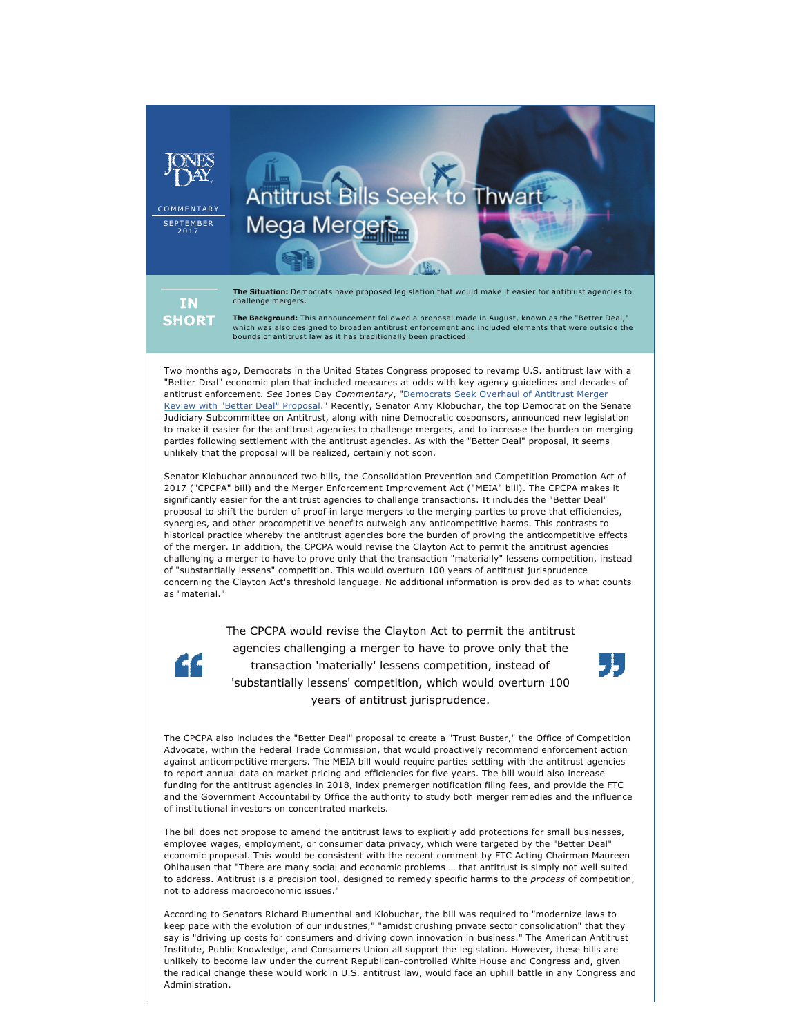JONES DAY

COMMENTARY

SEPTEMBER 2017

# Antitrust Bills Seek to Thwart Mega Mergers

## IN SHORT

**The Situation:** Democrats have proposed legislation that would make it easier for antitrust agencies to challenge mergers.

**The Background:** This announcement followed a proposal made in August, known as the "Better Deal," which was also designed to broaden antitrust enforcement and included elements that were outside the bounds of antitrust law as it has traditionally been practiced.

Two months ago, Democrats in the United States Congress proposed to revamp U.S. antitrust law with a "Better Deal" economic plan that included measures at odds with key agency guidelines and decades of antitrust enforcement. *See* Jones Day *Commentary*, "Democrats Seek Overhaul of Antitrust Merger Review with "Better Deal" Proposal." Recently, Senator Amy Klobuchar, the top Democrat on the Senate Judiciary Subcommittee on Antitrust, along with nine Democratic cosponsors, announced new legislation to make it easier for the antitrust agencies to challenge mergers, and to increase the burden on merging parties following settlement with the antitrust agencies. As with the "Better Deal" proposal, it seems unlikely that the proposal will be realized, certainly not soon.

Senator Klobuchar announced two bills, the Consolidation Prevention and Competition Promotion Act of 2017 ("CPCPA" bill) and the Merger Enforcement Improvement Act ("MEIA" bill). The CPCPA makes it significantly easier for the antitrust agencies to challenge transactions. It includes the "Better Deal" proposal to shift the burden of proof in large mergers to the merging parties to prove that efficiencies, synergies, and other procompetitive benefits outweigh any anticompetitive harms. This contrasts to historical practice whereby the antitrust agencies bore the burden of proving the anticompetitive effects of the merger. In addition, the CPCPA would revise the Clayton Act to permit the antitrust agencies challenging a merger to have to prove only that the transaction "materially" lessens competition, instead of "substantially lessens" competition. This would overturn 100 years of antitrust jurisprudence concerning the Clayton Act's threshold language. No additional information is provided as to what counts as "material."

> The CPCPA would revise the Clayton Act to permit the antitrust agencies challenging a merger to have to prove only that the transaction 'materially' lessens competition, instead of 'substantially lessens' competition, which would overturn 100 years of antitrust jurisprudence.

The CPCPA also includes the "Better Deal" proposal to create a "Trust Buster," the Office of Competition Advocate, within the Federal Trade Commission, that would proactively recommend enforcement action against anticompetitive mergers. The MEIA bill would require parties settling with the antitrust agencies to report annual data on market pricing and efficiencies for five years. The bill would also increase funding for the antitrust agencies in 2018, index premerger notification filing fees, and provide the FTC and the Government Accountability Office the authority to study both merger remedies and the influence of institutional investors on concentrated markets.

The bill does not propose to amend the antitrust laws to explicitly add protections for small businesses, employee wages, employment, or consumer data privacy, which were targeted by the "Better Deal" economic proposal. This would be consistent with the recent comment by FTC Acting Chairman Maureen Ohlhausen that "There are many social and economic problems … that antitrust is simply not well suited to address. Antitrust is a precision tool, designed to remedy specific harms to the *process* of competition, not to address macroeconomic issues."

According to Senators Richard Blumenthal and Klobuchar, the bill was required to "modernize laws to keep pace with the evolution of our industries," "amidst crushing private sector consolidation" that they say is "driving up costs for consumers and driving down innovation in business." The American Antitrust Institute, Public Knowledge, and Consumers Union all support the legislation. However, these bills are unlikely to become law under the current Republican-controlled White House and Congress and, given the radical change these would work in U.S. antitrust law, would face an uphill battle in any Congress and Administration.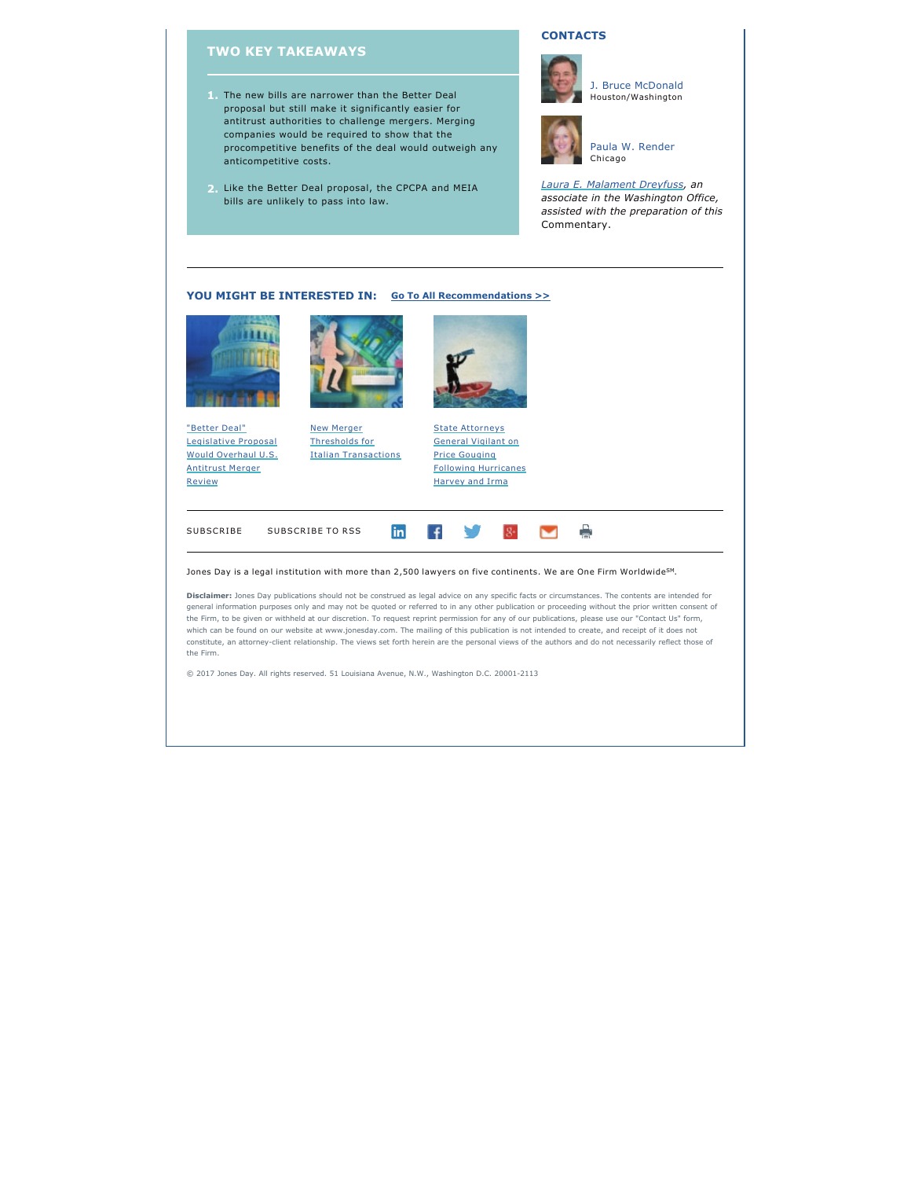## TWO KEY TAKEAWAYS

1. The new bills are narrower than the Better Deal proposal but still make it significantly easier for antitrust authorities to challenge mergers. Merging companies would be required to show that the procompetitive benefits of the deal would outweigh any anticompetitive costs.
2. Like the Better Deal proposal, the CPCPA and MEIA bills are unlikely to pass into law.

## CONTACTS

J. Bruce McDonald
Houston/Washington

Paula W. Render
Chicago

*Laura E. Malament Dreyfuss, an associate in the Washington Office, assisted with the preparation of this* Commentary.

## YOU MIGHT BE INTERESTED IN: Go To All Recommendations >>

"Better Deal" Legislative Proposal Would Overhaul U.S. Antitrust Merger Review

New Merger Thresholds for Italian Transactions

State Attorneys General Vigilant on Price Gouging Following Hurricanes Harvey and Irma

SUBSCRIBE SUBSCRIBE TO RSS

Jones Day is a legal institution with more than 2,500 lawyers on five continents. We are One Firm Worldwide℠.

**Disclaimer:** Jones Day publications should not be construed as legal advice on any specific facts or circumstances. The contents are intended for general information purposes only and may not be quoted or referred to in any other publication or proceeding without the prior written consent of the Firm, to be given or withheld at our discretion. To request reprint permission for any of our publications, please use our "Contact Us" form, which can be found on our website at www.jonesday.com. The mailing of this publication is not intended to create, and receipt of it does not constitute, an attorney-client relationship. The views set forth herein are the personal views of the authors and do not necessarily reflect those of the Firm.

© 2017 Jones Day. All rights reserved. 51 Louisiana Avenue, N.W., Washington D.C. 20001-2113